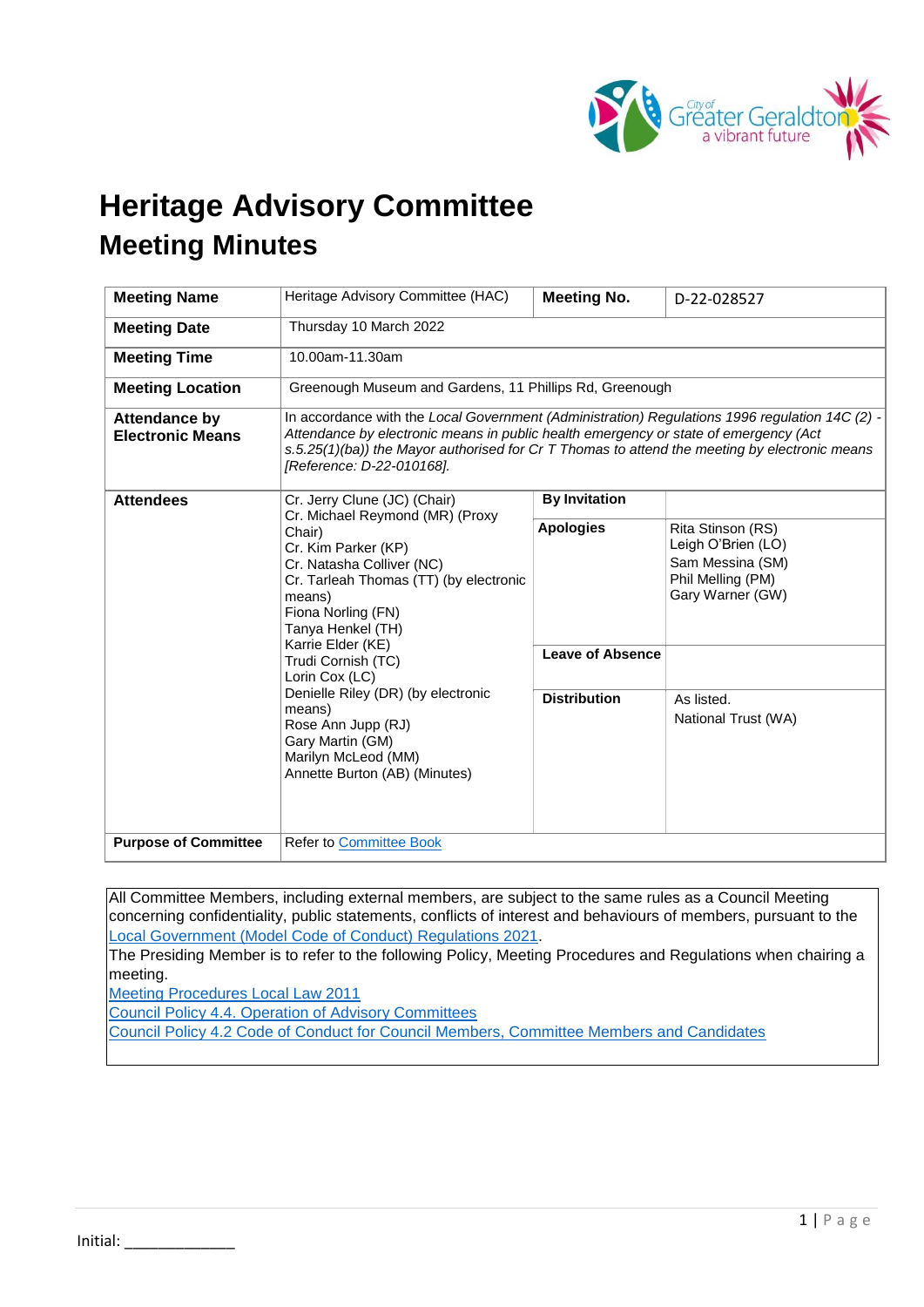# Heritage Advisory Committee

## Meeting Minutes

| **Meeting Name** | Heritage Advisory Committee (HAC) | **Meeting No.** | D-22-028527 |
|---|---|---|---|
| **Meeting Date** | Thursday 10 March 2022 | | |
| **Meeting Time** | 10.00am-11.30am | | |
| **Meeting Location** | Greenough Museum and Gardens, 11 Phillips Rd, Greenough | | |
| **Attendance by Electronic Means** | In accordance with the *Local Government (Administration) Regulations 1996 regulation 14C (2) - Attendance by electronic means in public health emergency or state of emergency (Act s.5.25(1)(ba)) the Mayor authorised for Cr T Thomas to attend the meeting by electronic means [Reference: D-22-010168].* | | |
| **Attendees** | Cr. Jerry Clune (JC) (Chair)<br>Cr. Michael Reymond (MR) (Proxy Chair)<br>Cr. Kim Parker (KP)<br>Cr. Natasha Colliver (NC)<br>Cr. Tarleah Thomas (TT) (by electronic means)<br>Fiona Norling (FN)<br>Tanya Henkel (TH)<br>Karrie Elder (KE)<br>Trudi Cornish (TC)<br>Lorin Cox (LC)<br>Denielle Riley (DR) (by electronic means)<br>Rose Ann Jupp (RJ)<br>Gary Martin (GM)<br>Marilyn McLeod (MM)<br>Annette Burton (AB) (Minutes) | **By Invitation** | |
| | | **Apologies** | Rita Stinson (RS)<br>Leigh O'Brien (LO)<br>Sam Messina (SM)<br>Phil Melling (PM)<br>Gary Warner (GW) |
| | | **Leave of Absence** | |
| | | **Distribution** | As listed.<br>National Trust (WA) |
| **Purpose of Committee** | Refer to Committee Book | | |

All Committee Members, including external members, are subject to the same rules as a Council Meeting concerning confidentiality, public statements, conflicts of interest and behaviours of members, pursuant to the Local Government (Model Code of Conduct) Regulations 2021.
The Presiding Member is to refer to the following Policy, Meeting Procedures and Regulations when chairing a meeting.
Meeting Procedures Local Law 2011
Council Policy 4.4. Operation of Advisory Committees
Council Policy 4.2 Code of Conduct for Council Members, Committee Members and Candidates

Initial: _____________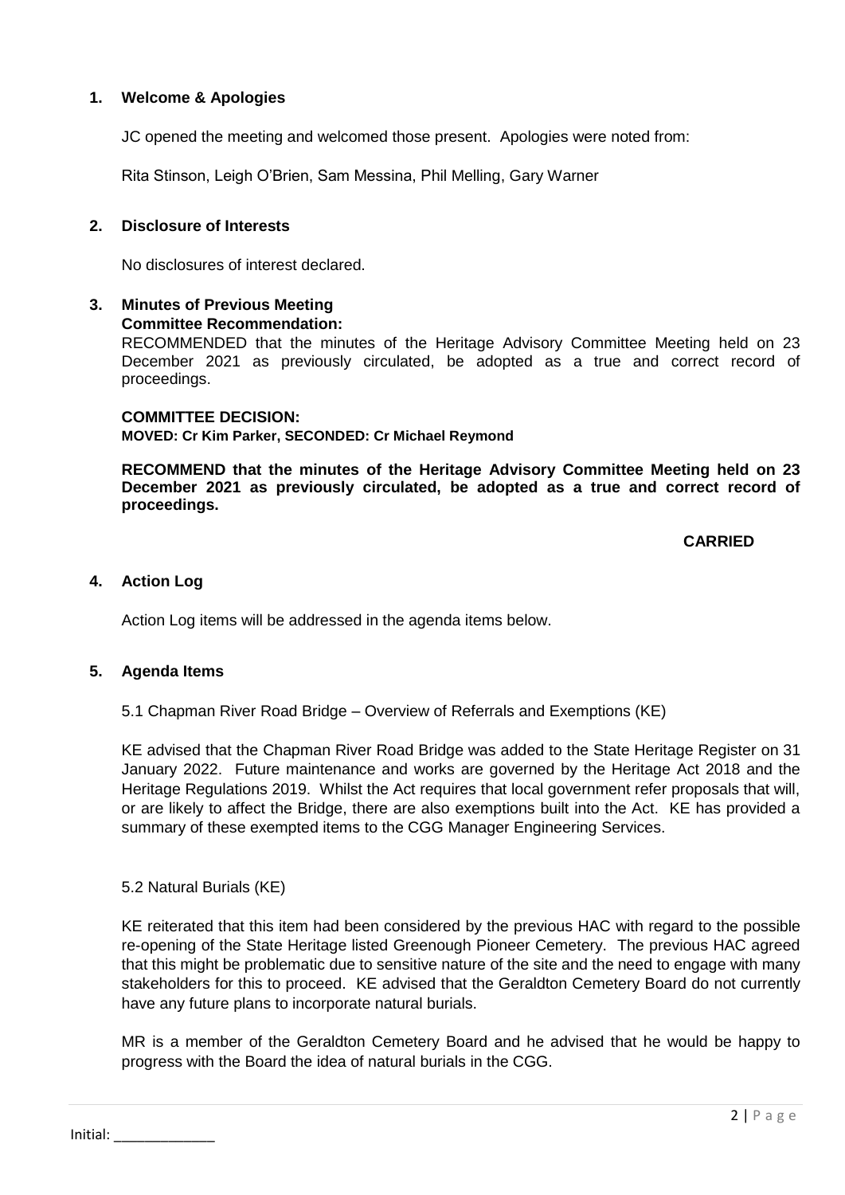## 1. Welcome & Apologies

JC opened the meeting and welcomed those present. Apologies were noted from:

Rita Stinson, Leigh O'Brien, Sam Messina, Phil Melling, Gary Warner

## 2. Disclosure of Interests

No disclosures of interest declared.

## 3. Minutes of Previous Meeting

**Committee Recommendation:**

RECOMMENDED that the minutes of the Heritage Advisory Committee Meeting held on 23 December 2021 as previously circulated, be adopted as a true and correct record of proceedings.

**COMMITTEE DECISION:**
**MOVED: Cr Kim Parker, SECONDED: Cr Michael Reymond**

**RECOMMEND that the minutes of the Heritage Advisory Committee Meeting held on 23 December 2021 as previously circulated, be adopted as a true and correct record of proceedings.**

**CARRIED**

## 4. Action Log

Action Log items will be addressed in the agenda items below.

## 5. Agenda Items

5.1 Chapman River Road Bridge – Overview of Referrals and Exemptions (KE)

KE advised that the Chapman River Road Bridge was added to the State Heritage Register on 31 January 2022. Future maintenance and works are governed by the Heritage Act 2018 and the Heritage Regulations 2019. Whilst the Act requires that local government refer proposals that will, or are likely to affect the Bridge, there are also exemptions built into the Act. KE has provided a summary of these exempted items to the CGG Manager Engineering Services.

5.2 Natural Burials (KE)

KE reiterated that this item had been considered by the previous HAC with regard to the possible re-opening of the State Heritage listed Greenough Pioneer Cemetery. The previous HAC agreed that this might be problematic due to sensitive nature of the site and the need to engage with many stakeholders for this to proceed. KE advised that the Geraldton Cemetery Board do not currently have any future plans to incorporate natural burials.

MR is a member of the Geraldton Cemetery Board and he advised that he would be happy to progress with the Board the idea of natural burials in the CGG.

Initial: _____________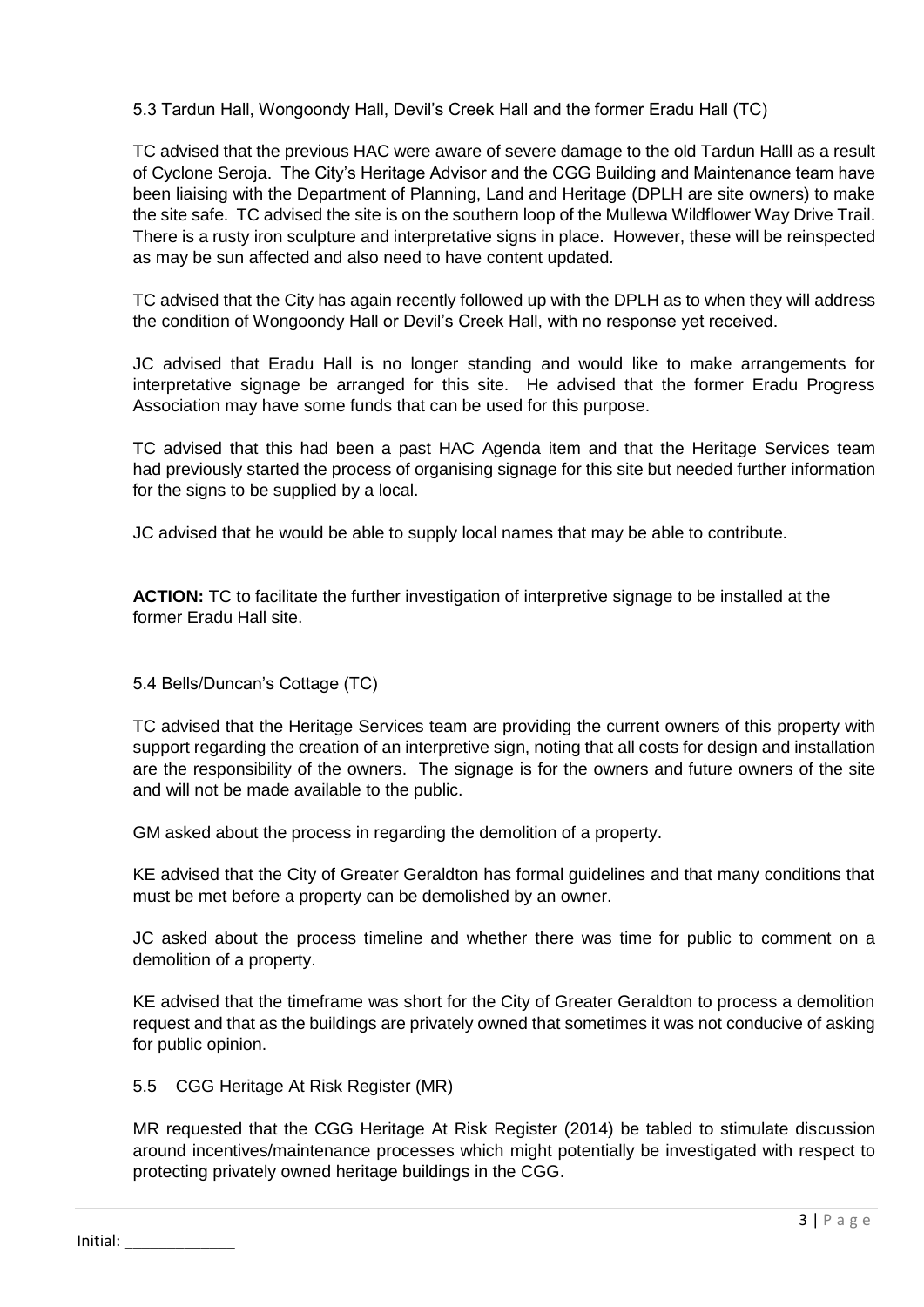5.3 Tardun Hall, Wongoondy Hall, Devil's Creek Hall and the former Eradu Hall (TC)

TC advised that the previous HAC were aware of severe damage to the old Tardun Halll as a result of Cyclone Seroja. The City's Heritage Advisor and the CGG Building and Maintenance team have been liaising with the Department of Planning, Land and Heritage (DPLH are site owners) to make the site safe. TC advised the site is on the southern loop of the Mullewa Wildflower Way Drive Trail. There is a rusty iron sculpture and interpretative signs in place. However, these will be reinspected as may be sun affected and also need to have content updated.

TC advised that the City has again recently followed up with the DPLH as to when they will address the condition of Wongoondy Hall or Devil's Creek Hall, with no response yet received.

JC advised that Eradu Hall is no longer standing and would like to make arrangements for interpretative signage be arranged for this site. He advised that the former Eradu Progress Association may have some funds that can be used for this purpose.

TC advised that this had been a past HAC Agenda item and that the Heritage Services team had previously started the process of organising signage for this site but needed further information for the signs to be supplied by a local.

JC advised that he would be able to supply local names that may be able to contribute.

**ACTION:** TC to facilitate the further investigation of interpretive signage to be installed at the former Eradu Hall site.

5.4 Bells/Duncan's Cottage (TC)

TC advised that the Heritage Services team are providing the current owners of this property with support regarding the creation of an interpretive sign, noting that all costs for design and installation are the responsibility of the owners. The signage is for the owners and future owners of the site and will not be made available to the public.

GM asked about the process in regarding the demolition of a property.

KE advised that the City of Greater Geraldton has formal guidelines and that many conditions that must be met before a property can be demolished by an owner.

JC asked about the process timeline and whether there was time for public to comment on a demolition of a property.

KE advised that the timeframe was short for the City of Greater Geraldton to process a demolition request and that as the buildings are privately owned that sometimes it was not conducive of asking for public opinion.

5.5 CGG Heritage At Risk Register (MR)

MR requested that the CGG Heritage At Risk Register (2014) be tabled to stimulate discussion around incentives/maintenance processes which might potentially be investigated with respect to protecting privately owned heritage buildings in the CGG.

Initial: _____________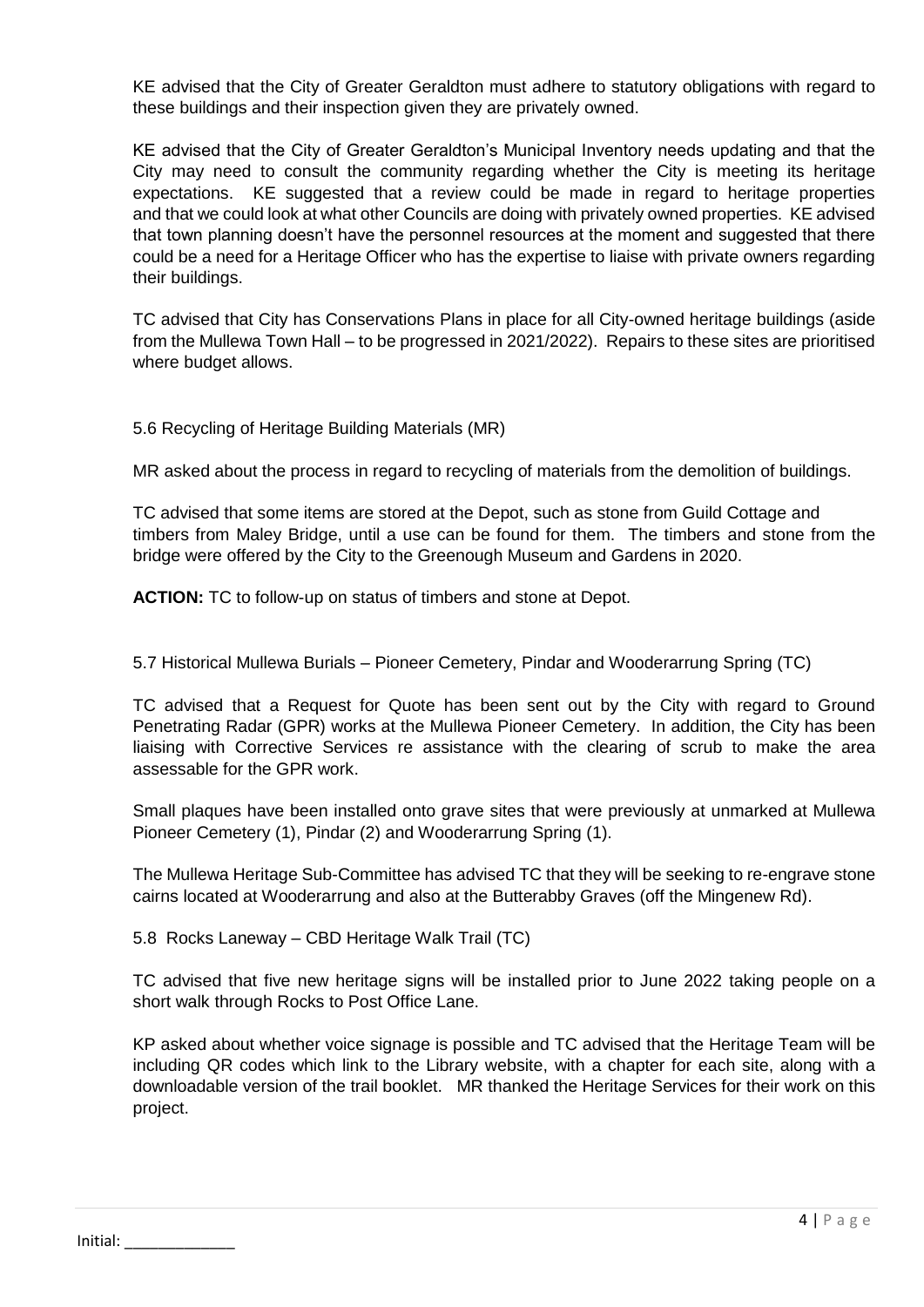KE advised that the City of Greater Geraldton must adhere to statutory obligations with regard to these buildings and their inspection given they are privately owned.

KE advised that the City of Greater Geraldton's Municipal Inventory needs updating and that the City may need to consult the community regarding whether the City is meeting its heritage expectations. KE suggested that a review could be made in regard to heritage properties and that we could look at what other Councils are doing with privately owned properties. KE advised that town planning doesn't have the personnel resources at the moment and suggested that there could be a need for a Heritage Officer who has the expertise to liaise with private owners regarding their buildings.

TC advised that City has Conservations Plans in place for all City-owned heritage buildings (aside from the Mullewa Town Hall – to be progressed in 2021/2022). Repairs to these sites are prioritised where budget allows.

5.6 Recycling of Heritage Building Materials (MR)

MR asked about the process in regard to recycling of materials from the demolition of buildings.

TC advised that some items are stored at the Depot, such as stone from Guild Cottage and timbers from Maley Bridge, until a use can be found for them. The timbers and stone from the bridge were offered by the City to the Greenough Museum and Gardens in 2020.

**ACTION:** TC to follow-up on status of timbers and stone at Depot.

5.7 Historical Mullewa Burials – Pioneer Cemetery, Pindar and Wooderarrung Spring (TC)

TC advised that a Request for Quote has been sent out by the City with regard to Ground Penetrating Radar (GPR) works at the Mullewa Pioneer Cemetery. In addition, the City has been liaising with Corrective Services re assistance with the clearing of scrub to make the area assessable for the GPR work.

Small plaques have been installed onto grave sites that were previously at unmarked at Mullewa Pioneer Cemetery (1), Pindar (2) and Wooderarrung Spring (1).

The Mullewa Heritage Sub-Committee has advised TC that they will be seeking to re-engrave stone cairns located at Wooderarrung and also at the Butterabby Graves (off the Mingenew Rd).

5.8 Rocks Laneway – CBD Heritage Walk Trail (TC)

TC advised that five new heritage signs will be installed prior to June 2022 taking people on a short walk through Rocks to Post Office Lane.

KP asked about whether voice signage is possible and TC advised that the Heritage Team will be including QR codes which link to the Library website, with a chapter for each site, along with a downloadable version of the trail booklet. MR thanked the Heritage Services for their work on this project.

Initial: _____________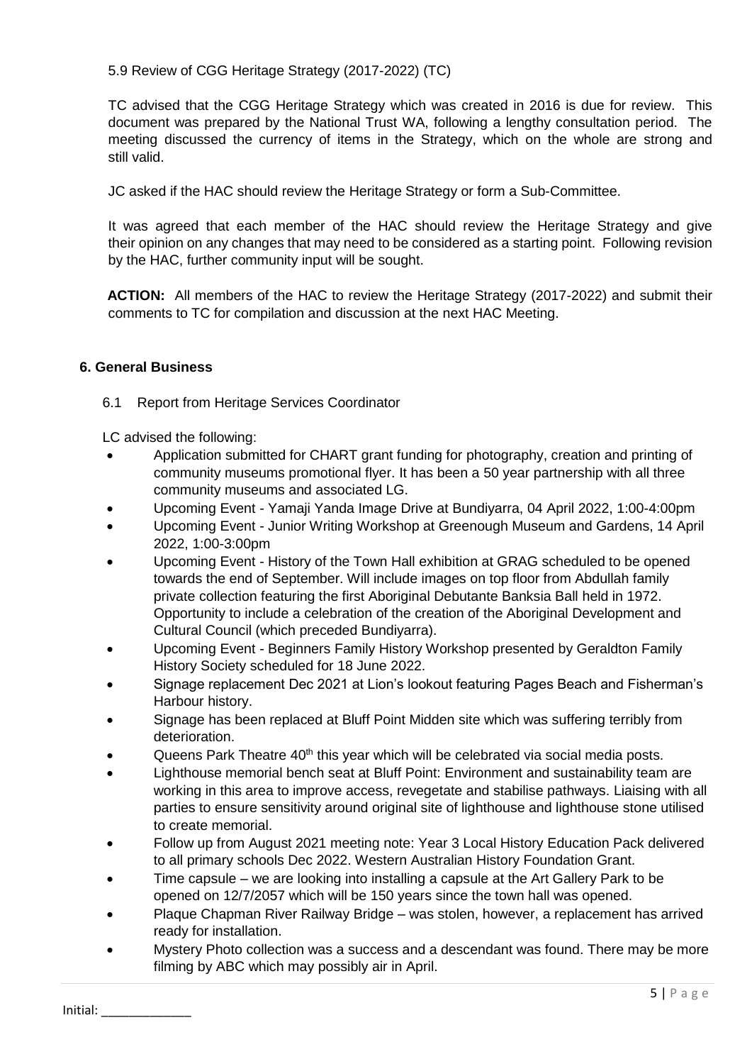5.9 Review of CGG Heritage Strategy (2017-2022) (TC)

TC advised that the CGG Heritage Strategy which was created in 2016 is due for review. This document was prepared by the National Trust WA, following a lengthy consultation period. The meeting discussed the currency of items in the Strategy, which on the whole are strong and still valid.

JC asked if the HAC should review the Heritage Strategy or form a Sub-Committee.

It was agreed that each member of the HAC should review the Heritage Strategy and give their opinion on any changes that may need to be considered as a starting point. Following revision by the HAC, further community input will be sought.

**ACTION:** All members of the HAC to review the Heritage Strategy (2017-2022) and submit their comments to TC for compilation and discussion at the next HAC Meeting.

## 6. General Business

6.1 Report from Heritage Services Coordinator

LC advised the following:

- Application submitted for CHART grant funding for photography, creation and printing of community museums promotional flyer. It has been a 50 year partnership with all three community museums and associated LG.
- Upcoming Event - Yamaji Yanda Image Drive at Bundiyarra, 04 April 2022, 1:00-4:00pm
- Upcoming Event - Junior Writing Workshop at Greenough Museum and Gardens, 14 April 2022, 1:00-3:00pm
- Upcoming Event - History of the Town Hall exhibition at GRAG scheduled to be opened towards the end of September. Will include images on top floor from Abdullah family private collection featuring the first Aboriginal Debutante Banksia Ball held in 1972. Opportunity to include a celebration of the creation of the Aboriginal Development and Cultural Council (which preceded Bundiyarra).
- Upcoming Event - Beginners Family History Workshop presented by Geraldton Family History Society scheduled for 18 June 2022.
- Signage replacement Dec 2021 at Lion's lookout featuring Pages Beach and Fisherman's Harbour history.
- Signage has been replaced at Bluff Point Midden site which was suffering terribly from deterioration.
- Queens Park Theatre 40th this year which will be celebrated via social media posts.
- Lighthouse memorial bench seat at Bluff Point: Environment and sustainability team are working in this area to improve access, revegetate and stabilise pathways. Liaising with all parties to ensure sensitivity around original site of lighthouse and lighthouse stone utilised to create memorial.
- Follow up from August 2021 meeting note: Year 3 Local History Education Pack delivered to all primary schools Dec 2022. Western Australian History Foundation Grant.
- Time capsule – we are looking into installing a capsule at the Art Gallery Park to be opened on 12/7/2057 which will be 150 years since the town hall was opened.
- Plaque Chapman River Railway Bridge – was stolen, however, a replacement has arrived ready for installation.
- Mystery Photo collection was a success and a descendant was found. There may be more filming by ABC which may possibly air in April.

Initial: _____________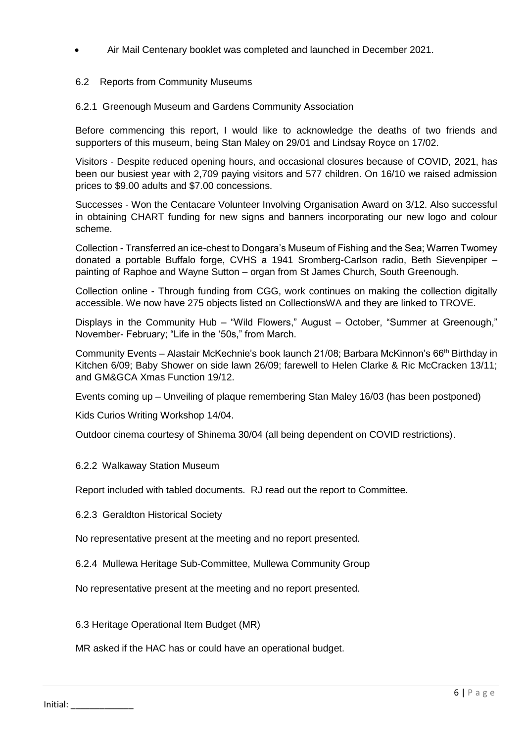- Air Mail Centenary booklet was completed and launched in December 2021.

## 6.2 Reports from Community Museums

### 6.2.1 Greenough Museum and Gardens Community Association

Before commencing this report, I would like to acknowledge the deaths of two friends and supporters of this museum, being Stan Maley on 29/01 and Lindsay Royce on 17/02.

Visitors - Despite reduced opening hours, and occasional closures because of COVID, 2021, has been our busiest year with 2,709 paying visitors and 577 children. On 16/10 we raised admission prices to $9.00 adults and $7.00 concessions.

Successes - Won the Centacare Volunteer Involving Organisation Award on 3/12. Also successful in obtaining CHART funding for new signs and banners incorporating our new logo and colour scheme.

Collection - Transferred an ice-chest to Dongara's Museum of Fishing and the Sea; Warren Twomey donated a portable Buffalo forge, CVHS a 1941 Sromberg-Carlson radio, Beth Sievenpiper – painting of Raphoe and Wayne Sutton – organ from St James Church, South Greenough.

Collection online - Through funding from CGG, work continues on making the collection digitally accessible. We now have 275 objects listed on CollectionsWA and they are linked to TROVE.

Displays in the Community Hub – "Wild Flowers," August – October, "Summer at Greenough," November- February; "Life in the '50s," from March.

Community Events – Alastair McKechnie's book launch 21/08; Barbara McKinnon's 66th Birthday in Kitchen 6/09; Baby Shower on side lawn 26/09; farewell to Helen Clarke & Ric McCracken 13/11; and GM&GCA Xmas Function 19/12.

Events coming up – Unveiling of plaque remembering Stan Maley 16/03 (has been postponed)

Kids Curios Writing Workshop 14/04.

Outdoor cinema courtesy of Shinema 30/04 (all being dependent on COVID restrictions).

### 6.2.2 Walkaway Station Museum

Report included with tabled documents. RJ read out the report to Committee.

### 6.2.3 Geraldton Historical Society

No representative present at the meeting and no report presented.

### 6.2.4 Mullewa Heritage Sub-Committee, Mullewa Community Group

No representative present at the meeting and no report presented.

## 6.3 Heritage Operational Item Budget (MR)

MR asked if the HAC has or could have an operational budget.

Initial: _____________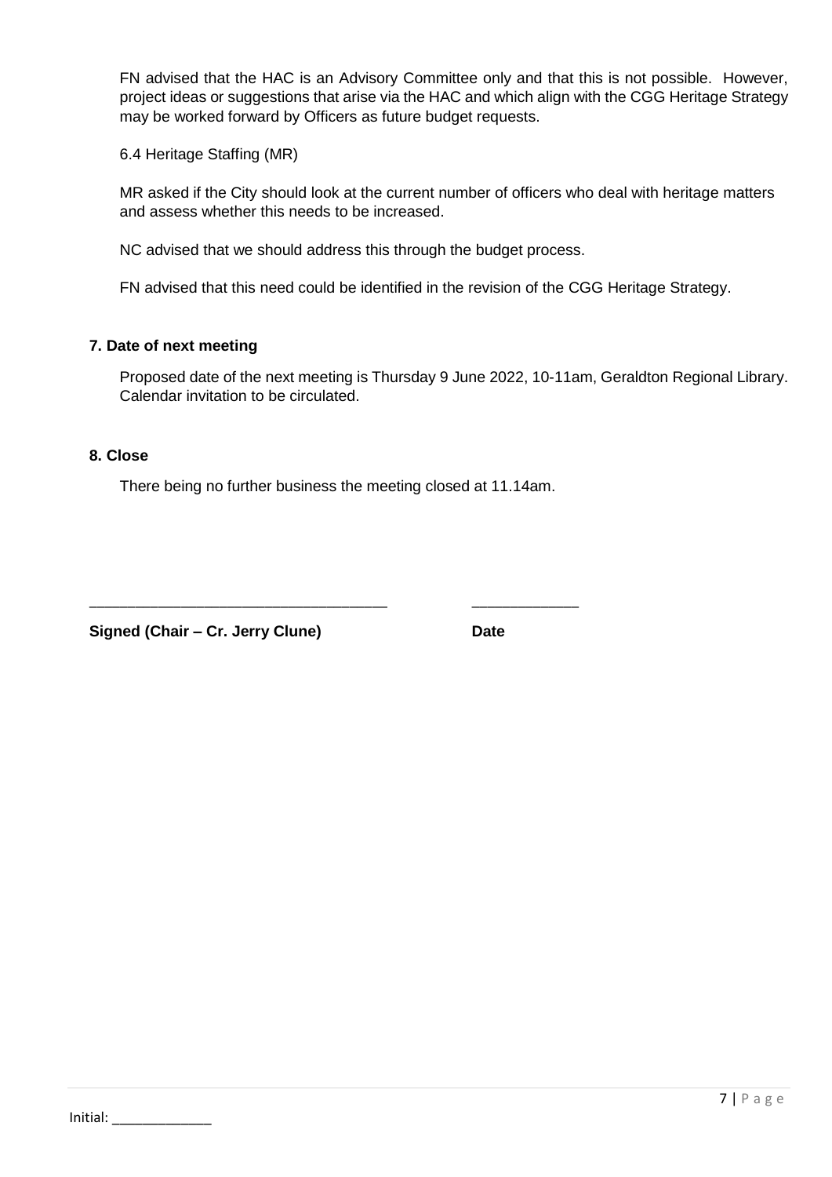FN advised that the HAC is an Advisory Committee only and that this is not possible. However, project ideas or suggestions that arise via the HAC and which align with the CGG Heritage Strategy may be worked forward by Officers as future budget requests.

6.4 Heritage Staffing (MR)

MR asked if the City should look at the current number of officers who deal with heritage matters and assess whether this needs to be increased.

NC advised that we should address this through the budget process.

FN advised that this need could be identified in the revision of the CGG Heritage Strategy.

**7. Date of next meeting**

Proposed date of the next meeting is Thursday 9 June 2022, 10-11am, Geraldton Regional Library. Calendar invitation to be circulated.

**8. Close**

There being no further business the meeting closed at 11.14am.

\_\_\_\_\_\_\_\_\_\_\_\_\_\_\_\_\_\_\_\_\_\_\_\_\_\_\_\_\_\_\_\_\_\_\_ \_\_\_\_\_\_\_\_\_\_\_\_\_

**Signed (Chair – Cr. Jerry Clune)** **Date**

Initial: \_\_\_\_\_\_\_\_\_\_\_\_\_